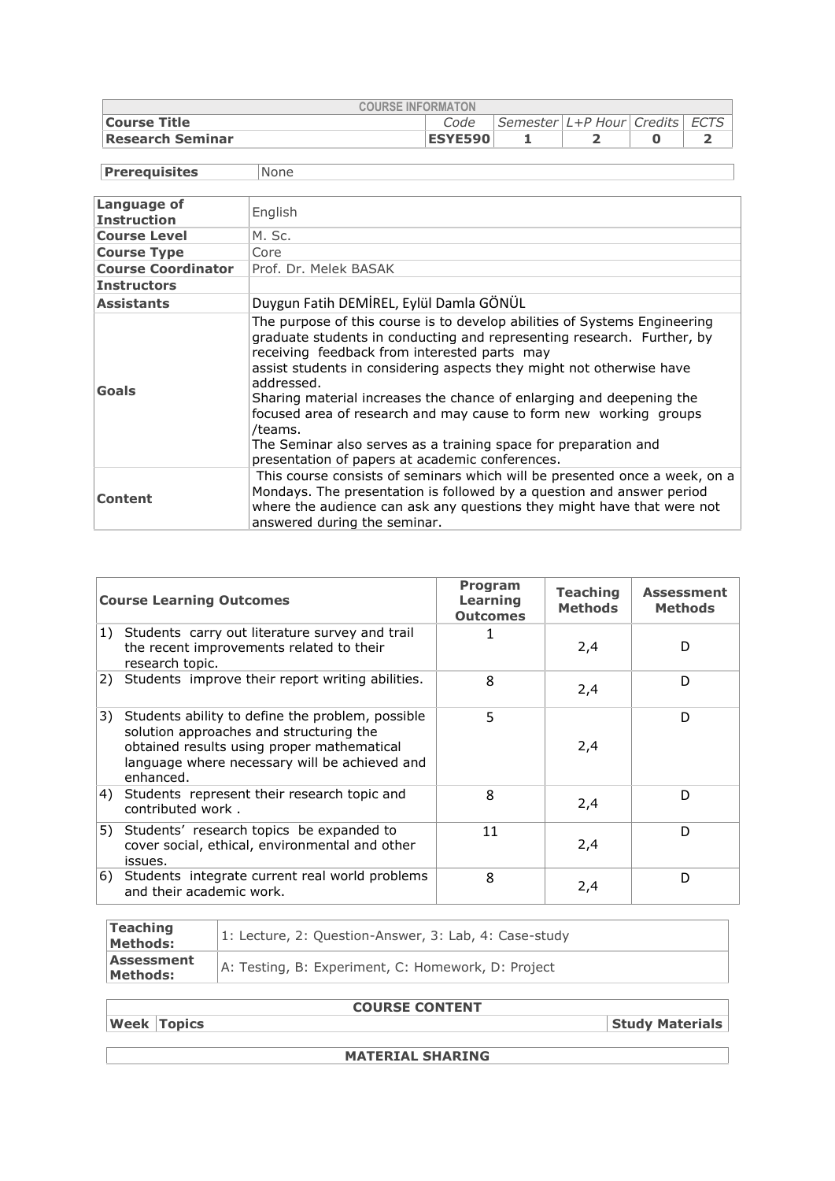| COURSE INFORMATON | | | | | | |
|---|---|---|---|---|---|---|
| **Course Title** | *Code* | *Semester* | *L+P Hour* | *Credits* | *ECTS* |
| **Research Seminar** | **ESYE590** | **1** | **2** | **0** | **2** |

| **Prerequisites** | None |
|---|---|

| | |
|---|---|
| **Language of Instruction** | English |
| **Course Level** | M. Sc. |
| **Course Type** | Core |
| **Course Coordinator** | Prof. Dr. Melek BASAK |
| **Instructors** | |
| **Assistants** | Duygun Fatih DEMİREL, Eylül Damla GÖNÜL |
| **Goals** | The purpose of this course is to develop abilities of Systems Engineering graduate students in conducting and representing research. Further, by receiving feedback from interested parts may assist students in considering aspects they might not otherwise have addressed.<br>Sharing material increases the chance of enlarging and deepening the focused area of research and may cause to form new working groups /teams.<br>The Seminar also serves as a training space for preparation and presentation of papers at academic conferences. |
| **Content** | This course consists of seminars which will be presented once a week, on a Mondays. The presentation is followed by a question and answer period where the audience can ask any questions they might have that were not answered during the seminar. |

| **Course Learning Outcomes** | **Program Learning Outcomes** | **Teaching Methods** | **Assessment Methods** |
|---|---|---|---|
| 1) Students carry out literature survey and trail the recent improvements related to their research topic. | 1 | 2,4 | D |
| 2) Students improve their report writing abilities. | 8 | 2,4 | D |
| 3) Students ability to define the problem, possible solution approaches and structuring the obtained results using proper mathematical language where necessary will be achieved and enhanced. | 5 | 2,4 | D |
| 4) Students represent their research topic and contributed work . | 8 | 2,4 | D |
| 5) Students' research topics be expanded to cover social, ethical, environmental and other issues. | 11 | 2,4 | D |
| 6) Students integrate current real world problems and their academic work. | 8 | 2,4 | D |

| | |
|---|---|
| **Teaching Methods:** | 1: Lecture, 2: Question-Answer, 3: Lab, 4: Case-study |
| **Assessment Methods:** | A: Testing, B: Experiment, C: Homework, D: Project |

| COURSE CONTENT | | |
|---|---|---|
| **Week** | **Topics** | **Study Materials** |

| MATERIAL SHARING |
|---|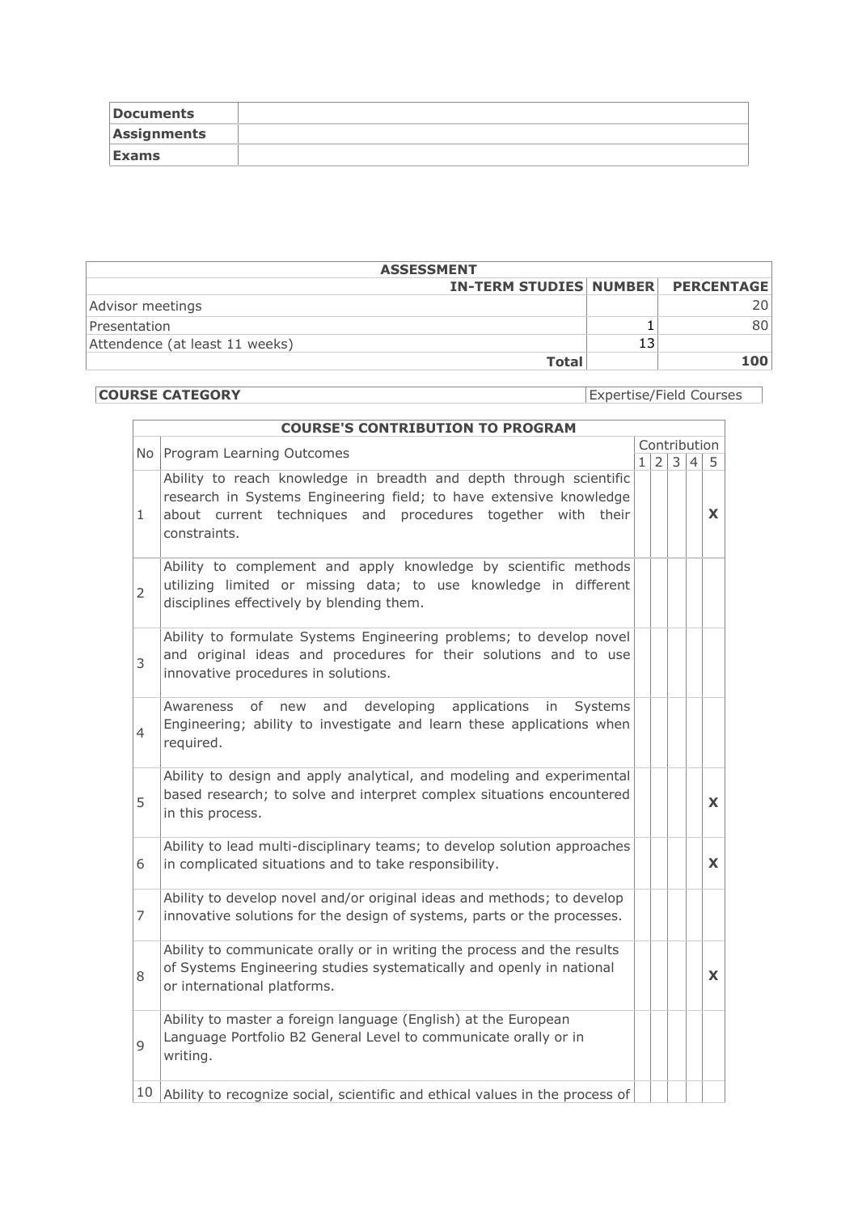| Documents | |
|---|---|
| Assignments | |
| Exams | |

| ASSESSMENT | | |
|---|---|---|
| IN-TERM STUDIES | NUMBER | PERCENTAGE |
| Advisor meetings | | 20 |
| Presentation | 1 | 80 |
| Attendence (at least 11 weeks) | 13 | |
| Total | | 100 |

| COURSE CATEGORY | Expertise/Field Courses |
|---|---|

| COURSE'S CONTRIBUTION TO PROGRAM | | | | | | |
|---|---|---|---|---|---|---|
| No | Program Learning Outcomes | Contribution | | | | |
| | | 1 | 2 | 3 | 4 | 5 |
| 1 | Ability to reach knowledge in breadth and depth through scientific research in Systems Engineering field; to have extensive knowledge about current techniques and procedures together with their constraints. | | | | | X |
| 2 | Ability to complement and apply knowledge by scientific methods utilizing limited or missing data; to use knowledge in different disciplines effectively by blending them. | | | | | |
| 3 | Ability to formulate Systems Engineering problems; to develop novel and original ideas and procedures for their solutions and to use innovative procedures in solutions. | | | | | |
| 4 | Awareness of new and developing applications in Systems Engineering; ability to investigate and learn these applications when required. | | | | | |
| 5 | Ability to design and apply analytical, and modeling and experimental based research; to solve and interpret complex situations encountered in this process. | | | | | X |
| 6 | Ability to lead multi-disciplinary teams; to develop solution approaches in complicated situations and to take responsibility. | | | | | X |
| 7 | Ability to develop novel and/or original ideas and methods; to develop innovative solutions for the design of systems, parts or the processes. | | | | | |
| 8 | Ability to communicate orally or in writing the process and the results of Systems Engineering studies systematically and openly in national or international platforms. | | | | | X |
| 9 | Ability to master a foreign language (English) at the European Language Portfolio B2 General Level to communicate orally or in writing. | | | | | |
| 10 | Ability to recognize social, scientific and ethical values in the process of | | | | | |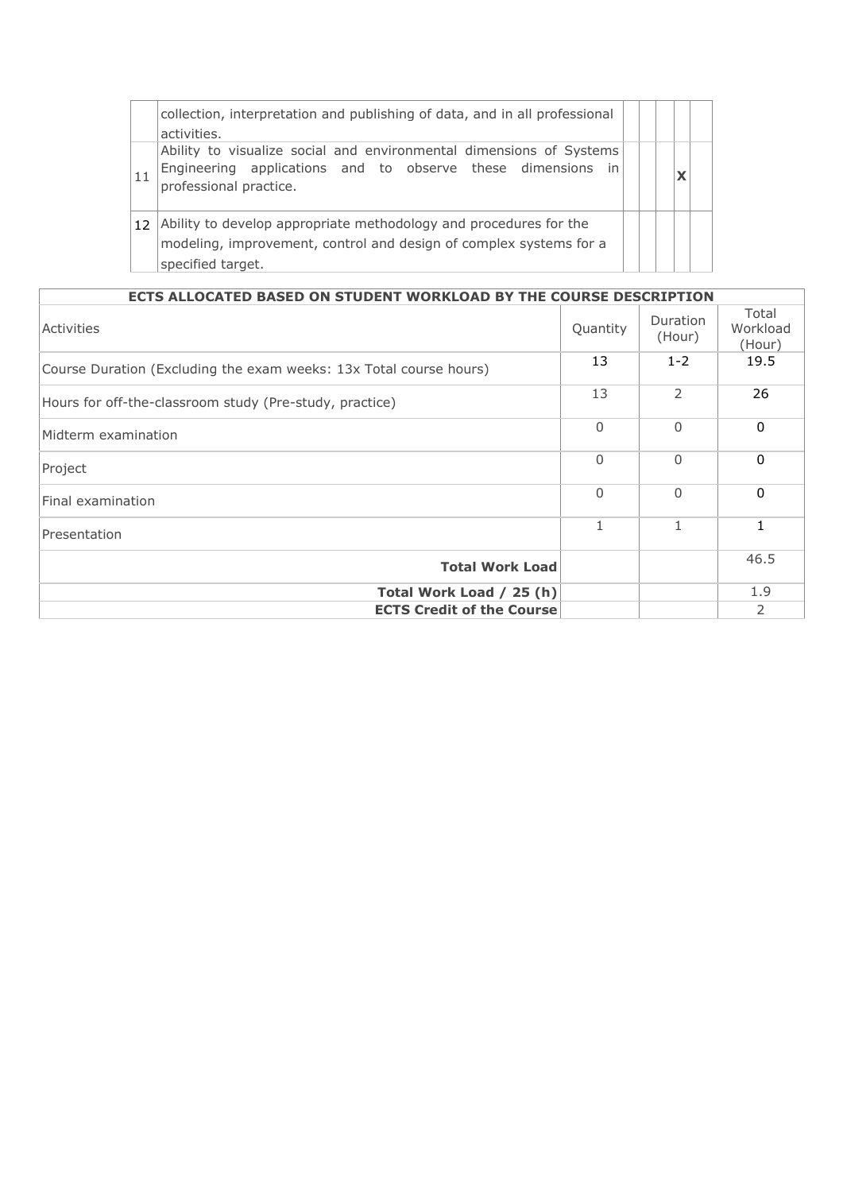| | | | | | | |
|---|---|---|---|---|---|---|
| | collection, interpretation and publishing of data, and in all professional activities. | | | | | |
| 11 | Ability to visualize social and environmental dimensions of Systems Engineering applications and to observe these dimensions in professional practice. | | | | X | |
| 12 | Ability to develop appropriate methodology and procedures for the modeling, improvement, control and design of complex systems for a specified target. | | | | | |

| ECTS ALLOCATED BASED ON STUDENT WORKLOAD BY THE COURSE DESCRIPTION | | | |
|---|---|---|---|
| Activities | Quantity | Duration (Hour) | Total Workload (Hour) |
| Course Duration (Excluding the exam weeks: 13x Total course hours) | 13 | 1-2 | 19.5 |
| Hours for off-the-classroom study (Pre-study, practice) | 13 | 2 | 26 |
| Midterm examination | 0 | 0 | 0 |
| Project | 0 | 0 | 0 |
| Final examination | 0 | 0 | 0 |
| Presentation | 1 | 1 | 1 |
| **Total Work Load** | | | 46.5 |
| **Total Work Load / 25 (h)** | | | 1.9 |
| **ECTS Credit of the Course** | | | 2 |